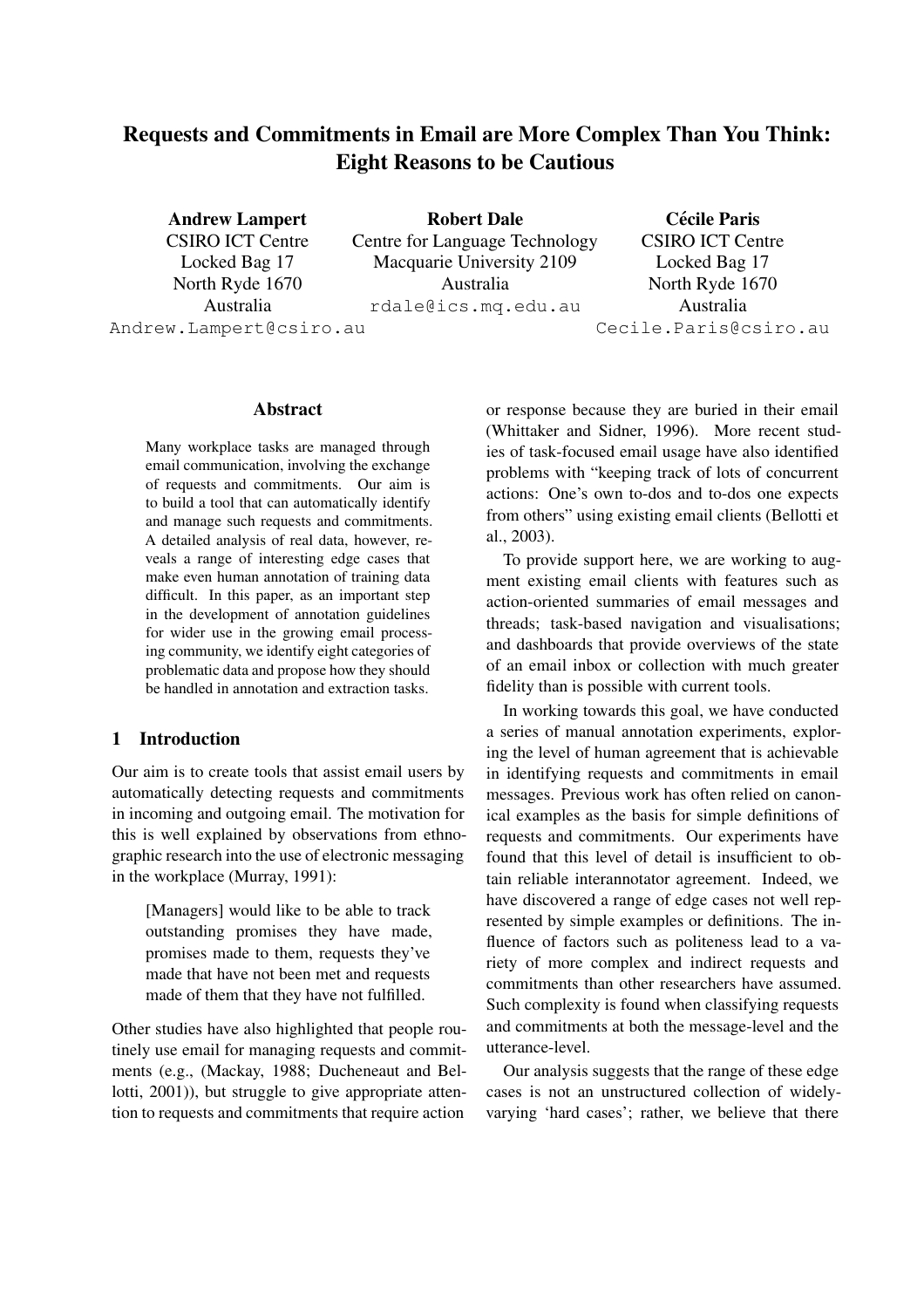# Requests and Commitments in Email are More Complex Than You Think: Eight Reasons to be Cautious

**Andrew Lampert**
CSIRO ICT Centre
Locked Bag 17
North Ryde 1670
Australia
Andrew.Lampert@csiro.au

**Robert Dale**
Centre for Language Technology
Macquarie University 2109
Australia
rdale@ics.mq.edu.au

**Cécile Paris**
CSIRO ICT Centre
Locked Bag 17
North Ryde 1670
Australia
Cecile.Paris@csiro.au

## Abstract

Many workplace tasks are managed through email communication, involving the exchange of requests and commitments. Our aim is to build a tool that can automatically identify and manage such requests and commitments. A detailed analysis of real data, however, reveals a range of interesting edge cases that make even human annotation of training data difficult. In this paper, as an important step in the development of annotation guidelines for wider use in the growing email processing community, we identify eight categories of problematic data and propose how they should be handled in annotation and extraction tasks.

## 1 Introduction

Our aim is to create tools that assist email users by automatically detecting requests and commitments in incoming and outgoing email. The motivation for this is well explained by observations from ethnographic research into the use of electronic messaging in the workplace (Murray, 1991):

> [Managers] would like to be able to track outstanding promises they have made, promises made to them, requests they've made that have not been met and requests made of them that they have not fulfilled.

Other studies have also highlighted that people routinely use email for managing requests and commitments (e.g., (Mackay, 1988; Ducheneaut and Bellotti, 2001)), but struggle to give appropriate attention to requests and commitments that require action or response because they are buried in their email (Whittaker and Sidner, 1996). More recent studies of task-focused email usage have also identified problems with "keeping track of lots of concurrent actions: One's own to-dos and to-dos one expects from others" using existing email clients (Bellotti et al., 2003).

To provide support here, we are working to augment existing email clients with features such as action-oriented summaries of email messages and threads; task-based navigation and visualisations; and dashboards that provide overviews of the state of an email inbox or collection with much greater fidelity than is possible with current tools.

In working towards this goal, we have conducted a series of manual annotation experiments, exploring the level of human agreement that is achievable in identifying requests and commitments in email messages. Previous work has often relied on canonical examples as the basis for simple definitions of requests and commitments. Our experiments have found that this level of detail is insufficient to obtain reliable interannotator agreement. Indeed, we have discovered a range of edge cases not well represented by simple examples or definitions. The influence of factors such as politeness lead to a variety of more complex and indirect requests and commitments than other researchers have assumed. Such complexity is found when classifying requests and commitments at both the message-level and the utterance-level.

Our analysis suggests that the range of these edge cases is not an unstructured collection of widely-varying 'hard cases'; rather, we believe that there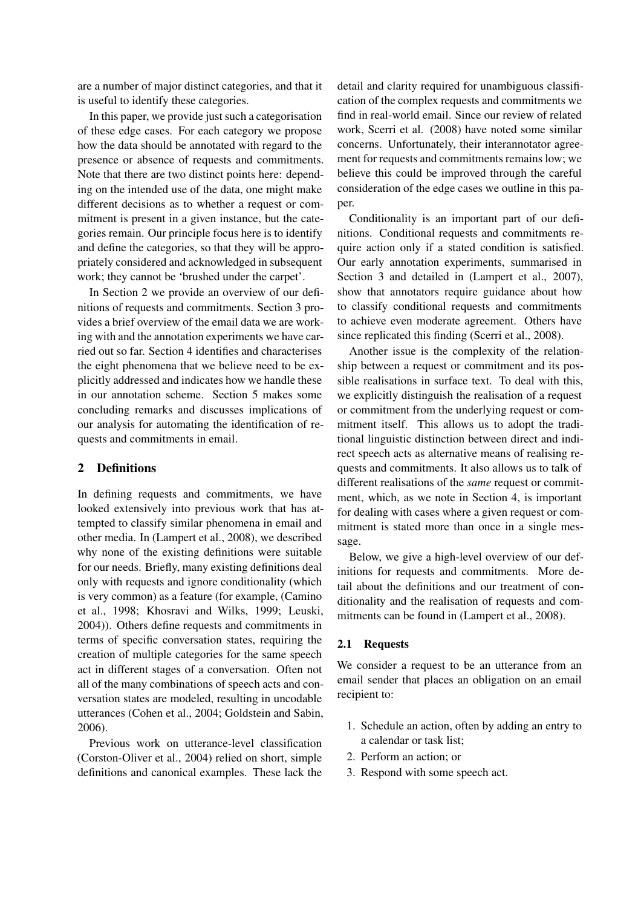are a number of major distinct categories, and that it is useful to identify these categories.

In this paper, we provide just such a categorisation of these edge cases. For each category we propose how the data should be annotated with regard to the presence or absence of requests and commitments. Note that there are two distinct points here: depending on the intended use of the data, one might make different decisions as to whether a request or commitment is present in a given instance, but the categories remain. Our principle focus here is to identify and define the categories, so that they will be appropriately considered and acknowledged in subsequent work; they cannot be 'brushed under the carpet'.

In Section 2 we provide an overview of our definitions of requests and commitments. Section 3 provides a brief overview of the email data we are working with and the annotation experiments we have carried out so far. Section 4 identifies and characterises the eight phenomena that we believe need to be explicitly addressed and indicates how we handle these in our annotation scheme. Section 5 makes some concluding remarks and discusses implications of our analysis for automating the identification of requests and commitments in email.

## 2 Definitions

In defining requests and commitments, we have looked extensively into previous work that has attempted to classify similar phenomena in email and other media. In (Lampert et al., 2008), we described why none of the existing definitions were suitable for our needs. Briefly, many existing definitions deal only with requests and ignore conditionality (which is very common) as a feature (for example, (Camino et al., 1998; Khosravi and Wilks, 1999; Leuski, 2004)). Others define requests and commitments in terms of specific conversation states, requiring the creation of multiple categories for the same speech act in different stages of a conversation. Often not all of the many combinations of speech acts and conversation states are modeled, resulting in uncodable utterances (Cohen et al., 2004; Goldstein and Sabin, 2006).

Previous work on utterance-level classification (Corston-Oliver et al., 2004) relied on short, simple definitions and canonical examples. These lack the detail and clarity required for unambiguous classification of the complex requests and commitments we find in real-world email. Since our review of related work, Scerri et al. (2008) have noted some similar concerns. Unfortunately, their interannotator agreement for requests and commitments remains low; we believe this could be improved through the careful consideration of the edge cases we outline in this paper.

Conditionality is an important part of our definitions. Conditional requests and commitments require action only if a stated condition is satisfied. Our early annotation experiments, summarised in Section 3 and detailed in (Lampert et al., 2007), show that annotators require guidance about how to classify conditional requests and commitments to achieve even moderate agreement. Others have since replicated this finding (Scerri et al., 2008).

Another issue is the complexity of the relationship between a request or commitment and its possible realisations in surface text. To deal with this, we explicitly distinguish the realisation of a request or commitment from the underlying request or commitment itself. This allows us to adopt the traditional linguistic distinction between direct and indirect speech acts as alternative means of realising requests and commitments. It also allows us to talk of different realisations of the *same* request or commitment, which, as we note in Section 4, is important for dealing with cases where a given request or commitment is stated more than once in a single message.

Below, we give a high-level overview of our definitions for requests and commitments. More detail about the definitions and our treatment of conditionality and the realisation of requests and commitments can be found in (Lampert et al., 2008).

### 2.1 Requests

We consider a request to be an utterance from an email sender that places an obligation on an email recipient to:

1. Schedule an action, often by adding an entry to a calendar or task list;
2. Perform an action; or
3. Respond with some speech act.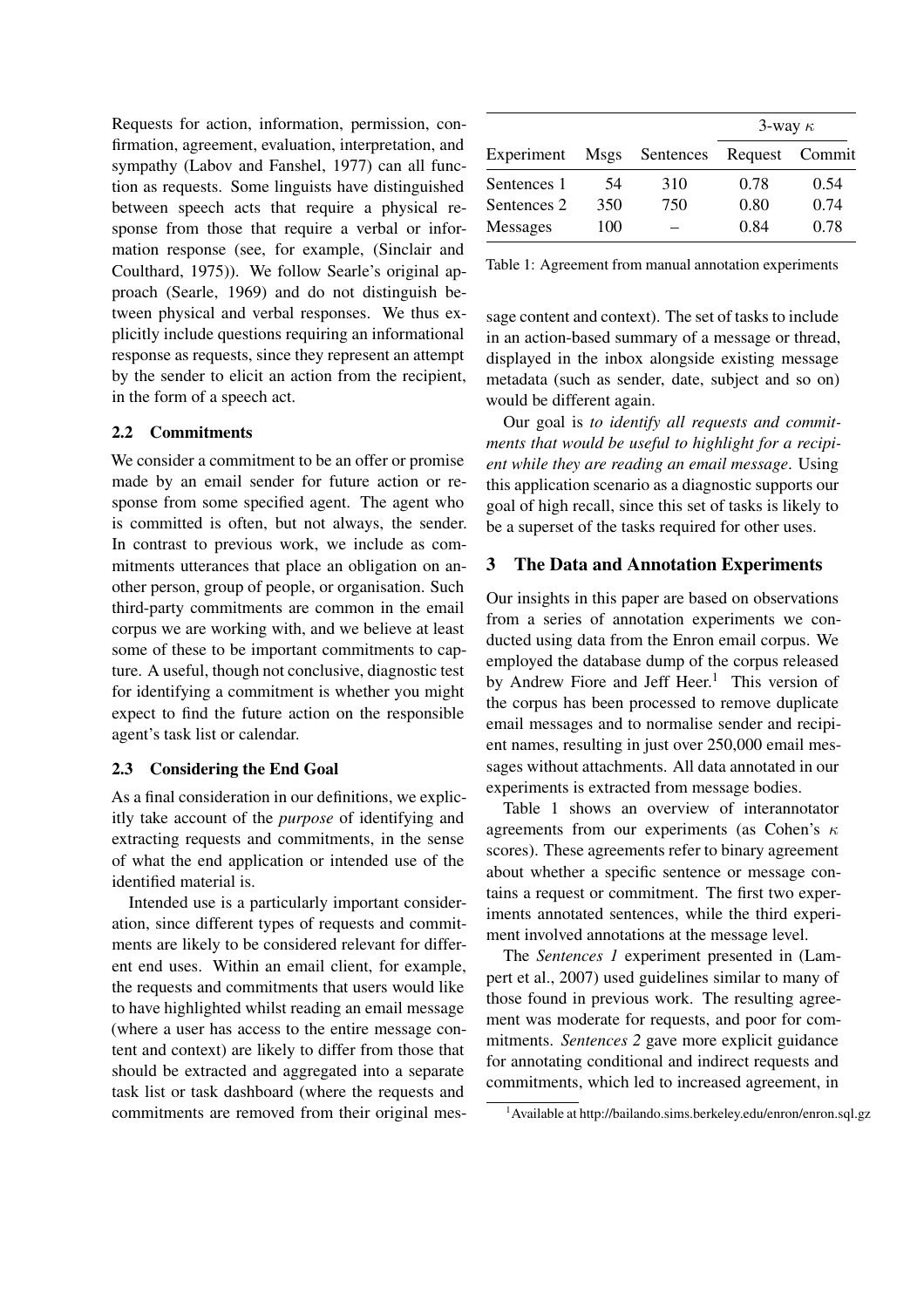Requests for action, information, permission, confirmation, agreement, evaluation, interpretation, and sympathy (Labov and Fanshel, 1977) can all function as requests. Some linguists have distinguished between speech acts that require a physical response from those that require a verbal or information response (see, for example, (Sinclair and Coulthard, 1975)). We follow Searle's original approach (Searle, 1969) and do not distinguish between physical and verbal responses. We thus explicitly include questions requiring an informational response as requests, since they represent an attempt by the sender to elicit an action from the recipient, in the form of a speech act.

### 2.2 Commitments

We consider a commitment to be an offer or promise made by an email sender for future action or response from some specified agent. The agent who is committed is often, but not always, the sender. In contrast to previous work, we include as commitments utterances that place an obligation on another person, group of people, or organisation. Such third-party commitments are common in the email corpus we are working with, and we believe at least some of these to be important commitments to capture. A useful, though not conclusive, diagnostic test for identifying a commitment is whether you might expect to find the future action on the responsible agent's task list or calendar.

### 2.3 Considering the End Goal

As a final consideration in our definitions, we explicitly take account of the *purpose* of identifying and extracting requests and commitments, in the sense of what the end application or intended use of the identified material is.

Intended use is a particularly important consideration, since different types of requests and commitments are likely to be considered relevant for different end uses. Within an email client, for example, the requests and commitments that users would like to have highlighted whilst reading an email message (where a user has access to the entire message content and context) are likely to differ from those that should be extracted and aggregated into a separate task list or task dashboard (where the requests and commitments are removed from their original message content and context). The set of tasks to include in an action-based summary of a message or thread, displayed in the inbox alongside existing message metadata (such as sender, date, subject and so on) would be different again.

Our goal is *to identify all requests and commitments that would be useful to highlight for a recipient while they are reading an email message*. Using this application scenario as a diagnostic supports our goal of high recall, since this set of tasks is likely to be a superset of the tasks required for other uses.

| | | | 3-way $\kappa$ | |
|---|---|---|---|---|
| Experiment | Msgs | Sentences | Request | Commit |
| Sentences 1 | 54 | 310 | 0.78 | 0.54 |
| Sentences 2 | 350 | 750 | 0.80 | 0.74 |
| Messages | 100 | – | 0.84 | 0.78 |

Table 1: Agreement from manual annotation experiments

## 3 The Data and Annotation Experiments

Our insights in this paper are based on observations from a series of annotation experiments we conducted using data from the Enron email corpus. We employed the database dump of the corpus released by Andrew Fiore and Jeff Heer.[1] This version of the corpus has been processed to remove duplicate email messages and to normalise sender and recipient names, resulting in just over 250,000 email messages without attachments. All data annotated in our experiments is extracted from message bodies.

Table 1 shows an overview of interannotator agreements from our experiments (as Cohen's $\kappa$ scores). These agreements refer to binary agreement about whether a specific sentence or message contains a request or commitment. The first two experiments annotated sentences, while the third experiment involved annotations at the message level.

The *Sentences 1* experiment presented in (Lampert et al., 2007) used guidelines similar to many of those found in previous work. The resulting agreement was moderate for requests, and poor for commitments. *Sentences 2* gave more explicit guidance for annotating conditional and indirect requests and commitments, which led to increased agreement, in

[1] Available at http://bailando.sims.berkeley.edu/enron/enron.sql.gz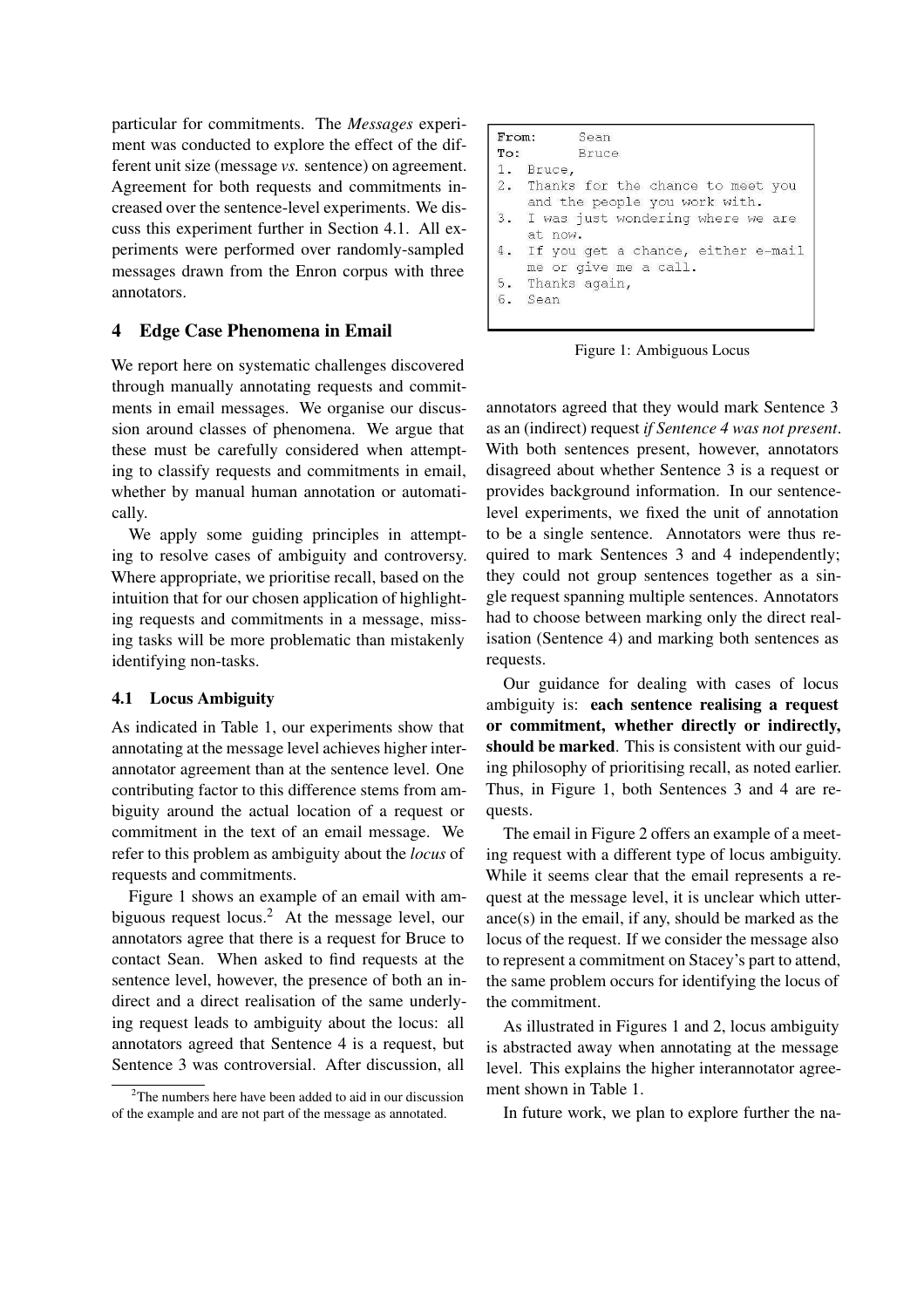particular for commitments. The *Messages* experiment was conducted to explore the effect of the different unit size (message *vs.* sentence) on agreement. Agreement for both requests and commitments increased over the sentence-level experiments. We discuss this experiment further in Section 4.1. All experiments were performed over randomly-sampled messages drawn from the Enron corpus with three annotators.

## 4 Edge Case Phenomena in Email

We report here on systematic challenges discovered through manually annotating requests and commitments in email messages. We organise our discussion around classes of phenomena. We argue that these must be carefully considered when attempting to classify requests and commitments in email, whether by manual human annotation or automatically.

We apply some guiding principles in attempting to resolve cases of ambiguity and controversy. Where appropriate, we prioritise recall, based on the intuition that for our chosen application of highlighting requests and commitments in a message, missing tasks will be more problematic than mistakenly identifying non-tasks.

### 4.1 Locus Ambiguity

As indicated in Table 1, our experiments show that annotating at the message level achieves higher interannotator agreement than at the sentence level. One contributing factor to this difference stems from ambiguity around the actual location of a request or commitment in the text of an email message. We refer to this problem as ambiguity about the *locus* of requests and commitments.

Figure 1 shows an example of an email with ambiguous request locus.[2] At the message level, our annotators agree that there is a request for Bruce to contact Sean. When asked to find requests at the sentence level, however, the presence of both an indirect and a direct realisation of the same underlying request leads to ambiguity about the locus: all annotators agreed that Sentence 4 is a request, but Sentence 3 was controversial. After discussion, all annotators agreed that they would mark Sentence 3 as an (indirect) request *if Sentence 4 was not present*. With both sentences present, however, annotators disagreed about whether Sentence 3 is a request or provides background information. In our sentence-level experiments, we fixed the unit of annotation to be a single sentence. Annotators were thus required to mark Sentences 3 and 4 independently; they could not group sentences together as a single request spanning multiple sentences. Annotators had to choose between marking only the direct realisation (Sentence 4) and marking both sentences as requests.

```
From:     Sean
To:       Bruce
1. Bruce,
2. Thanks for the chance to meet you
   and the people you work with.
3. I was just wondering where we are
   at now.
4. If you get a chance, either e-mail
   me or give me a call.
5. Thanks again,
6. Sean
```

Figure 1: Ambiguous Locus

Our guidance for dealing with cases of locus ambiguity is: **each sentence realising a request or commitment, whether directly or indirectly, should be marked**. This is consistent with our guiding philosophy of prioritising recall, as noted earlier. Thus, in Figure 1, both Sentences 3 and 4 are requests.

The email in Figure 2 offers an example of a meeting request with a different type of locus ambiguity. While it seems clear that the email represents a request at the message level, it is unclear which utterance(s) in the email, if any, should be marked as the locus of the request. If we consider the message also to represent a commitment on Stacey's part to attend, the same problem occurs for identifying the locus of the commitment.

As illustrated in Figures 1 and 2, locus ambiguity is abstracted away when annotating at the message level. This explains the higher interannotator agreement shown in Table 1.

In future work, we plan to explore further the na-

[2] The numbers here have been added to aid in our discussion of the example and are not part of the message as annotated.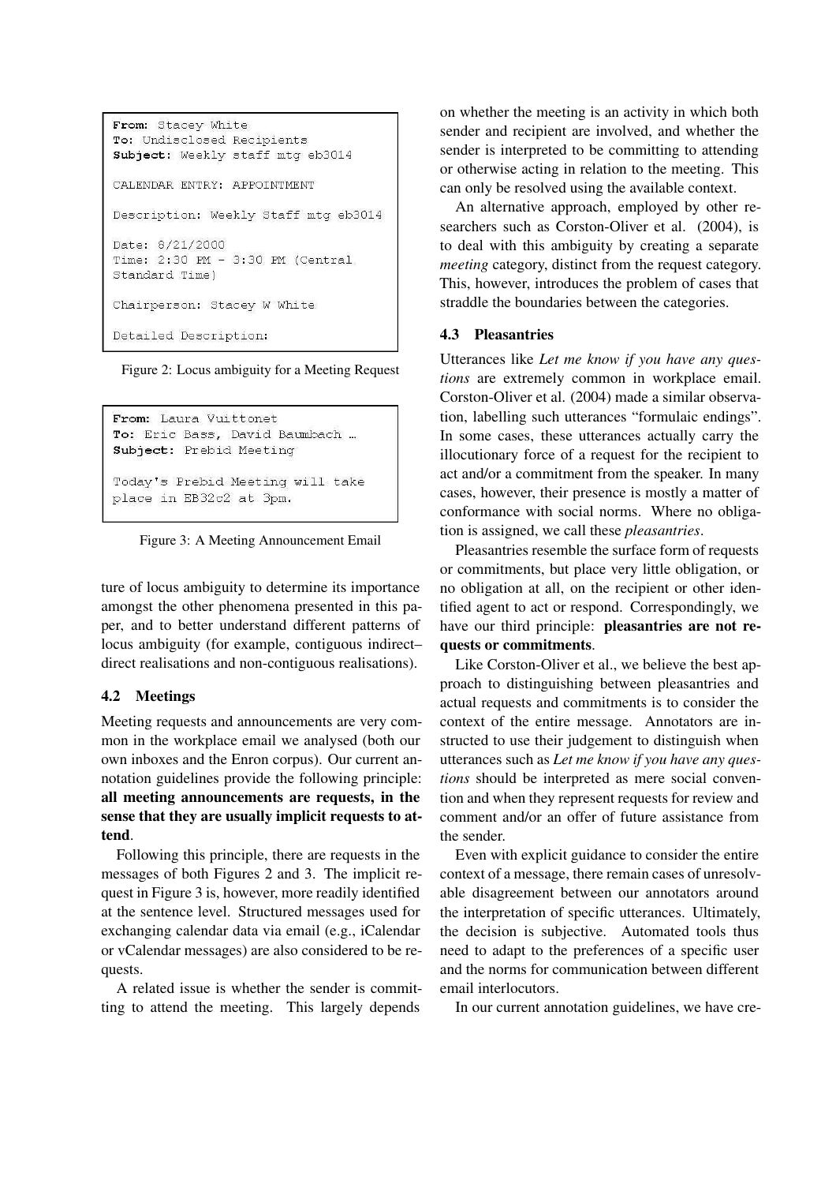```
From: Stacey White
To: Undisclosed Recipients
Subject: Weekly staff mtg eb3014

CALENDAR ENTRY: APPOINTMENT

Description: Weekly Staff mtg eb3014

Date: 8/21/2000
Time: 2:30 PM - 3:30 PM (Central
Standard Time)

Chairperson: Stacey W White

Detailed Description:
```

Figure 2: Locus ambiguity for a Meeting Request

```
From: Laura Vuittonet
To: Eric Bass, David Baumbach …
Subject: Prebid Meeting

Today's Prebid Meeting will take
place in EB32c2 at 3pm.
```

Figure 3: A Meeting Announcement Email

ture of locus ambiguity to determine its importance amongst the other phenomena presented in this paper, and to better understand different patterns of locus ambiguity (for example, contiguous indirect–direct realisations and non-contiguous realisations).

### 4.2 Meetings

Meeting requests and announcements are very common in the workplace email we analysed (both our own inboxes and the Enron corpus). Our current annotation guidelines provide the following principle: **all meeting announcements are requests, in the sense that they are usually implicit requests to attend**.

Following this principle, there are requests in the messages of both Figures 2 and 3. The implicit request in Figure 3 is, however, more readily identified at the sentence level. Structured messages used for exchanging calendar data via email (e.g., iCalendar or vCalendar messages) are also considered to be requests.

A related issue is whether the sender is committing to attend the meeting. This largely depends on whether the meeting is an activity in which both sender and recipient are involved, and whether the sender is interpreted to be committing to attending or otherwise acting in relation to the meeting. This can only be resolved using the available context.

An alternative approach, employed by other researchers such as Corston-Oliver et al. (2004), is to deal with this ambiguity by creating a separate *meeting* category, distinct from the request category. This, however, introduces the problem of cases that straddle the boundaries between the categories.

### 4.3 Pleasantries

Utterances like *Let me know if you have any questions* are extremely common in workplace email. Corston-Oliver et al. (2004) made a similar observation, labelling such utterances "formulaic endings". In some cases, these utterances actually carry the illocutionary force of a request for the recipient to act and/or a commitment from the speaker. In many cases, however, their presence is mostly a matter of conformance with social norms. Where no obligation is assigned, we call these *pleasantries*.

Pleasantries resemble the surface form of requests or commitments, but place very little obligation, or no obligation at all, on the recipient or other identified agent to act or respond. Correspondingly, we have our third principle: **pleasantries are not requests or commitments**.

Like Corston-Oliver et al., we believe the best approach to distinguishing between pleasantries and actual requests and commitments is to consider the context of the entire message. Annotators are instructed to use their judgement to distinguish when utterances such as *Let me know if you have any questions* should be interpreted as mere social convention and when they represent requests for review and comment and/or an offer of future assistance from the sender.

Even with explicit guidance to consider the entire context of a message, there remain cases of unresolvable disagreement between our annotators around the interpretation of specific utterances. Ultimately, the decision is subjective. Automated tools thus need to adapt to the preferences of a specific user and the norms for communication between different email interlocutors.

In our current annotation guidelines, we have cre-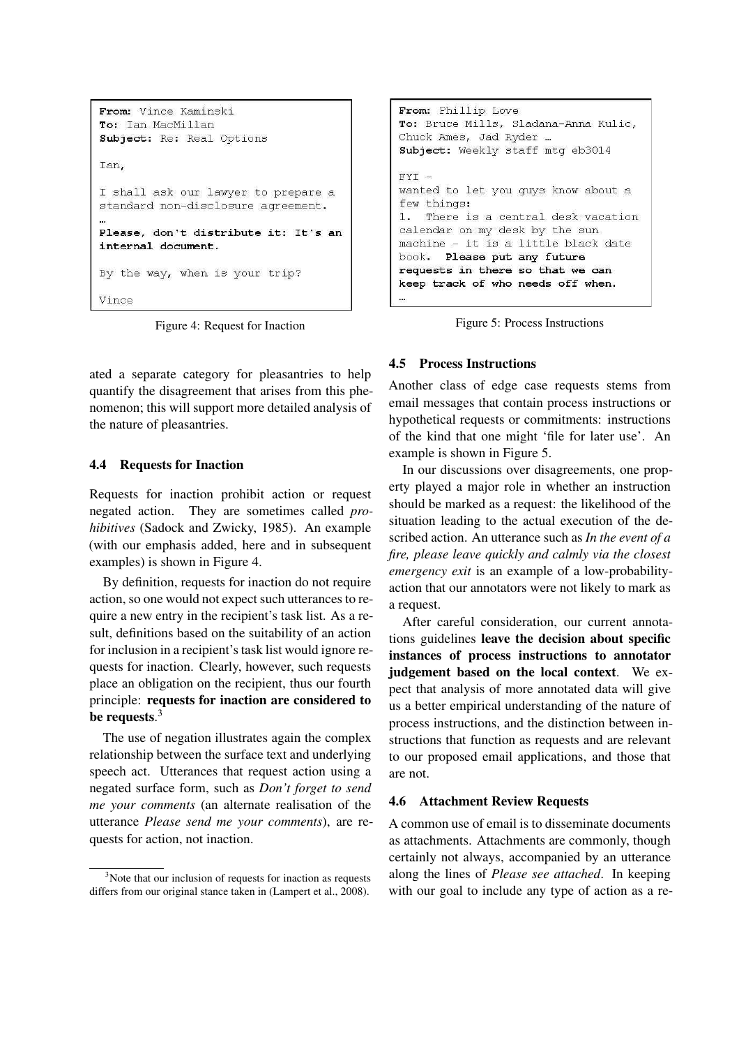```
From: Vince Kaminski
To: Ian MacMillan
Subject: Re: Real Options

Ian,

I shall ask our lawyer to prepare a
standard non-disclosure agreement.
…
Please, don't distribute it: It's an
internal document.

By the way, when is your trip?

Vince
```

Figure 4: Request for Inaction

```
From: Phillip Love
To: Bruce Mills, Sladana-Anna Kulic,
Chuck Ames, Jad Ryder …
Subject: Weekly staff mtg eb3014

FYI -
wanted to let you guys know about a
few things:
1.  There is a central desk vacation
calendar on my desk by the sun
machine - it is a little black date
book.  Please put any future
requests in there so that we can
keep track of who needs off when.
…
```

Figure 5: Process Instructions

ated a separate category for pleasantries to help quantify the disagreement that arises from this phenomenon; this will support more detailed analysis of the nature of pleasantries.

### 4.4 Requests for Inaction

Requests for inaction prohibit action or request negated action. They are sometimes called *prohibitives* (Sadock and Zwicky, 1985). An example (with our emphasis added, here and in subsequent examples) is shown in Figure 4.

By definition, requests for inaction do not require action, so one would not expect such utterances to require a new entry in the recipient's task list. As a result, definitions based on the suitability of an action for inclusion in a recipient's task list would ignore requests for inaction. Clearly, however, such requests place an obligation on the recipient, thus our fourth principle: **requests for inaction are considered to be requests**.[3]

The use of negation illustrates again the complex relationship between the surface text and underlying speech act. Utterances that request action using a negated surface form, such as *Don't forget to send me your comments* (an alternate realisation of the utterance *Please send me your comments*), are requests for action, not inaction.

[3] Note that our inclusion of requests for inaction as requests differs from our original stance taken in (Lampert et al., 2008).

### 4.5 Process Instructions

Another class of edge case requests stems from email messages that contain process instructions or hypothetical requests or commitments: instructions of the kind that one might 'file for later use'. An example is shown in Figure 5.

In our discussions over disagreements, one property played a major role in whether an instruction should be marked as a request: the likelihood of the situation leading to the actual execution of the described action. An utterance such as *In the event of a fire, please leave quickly and calmly via the closest emergency exit* is an example of a low-probability-action that our annotators were not likely to mark as a request.

After careful consideration, our current annotations guidelines **leave the decision about specific instances of process instructions to annotator judgement based on the local context**. We expect that analysis of more annotated data will give us a better empirical understanding of the nature of process instructions, and the distinction between instructions that function as requests and are relevant to our proposed email applications, and those that are not.

### 4.6 Attachment Review Requests

A common use of email is to disseminate documents as attachments. Attachments are commonly, though certainly not always, accompanied by an utterance along the lines of *Please see attached*. In keeping with our goal to include any type of action as a re-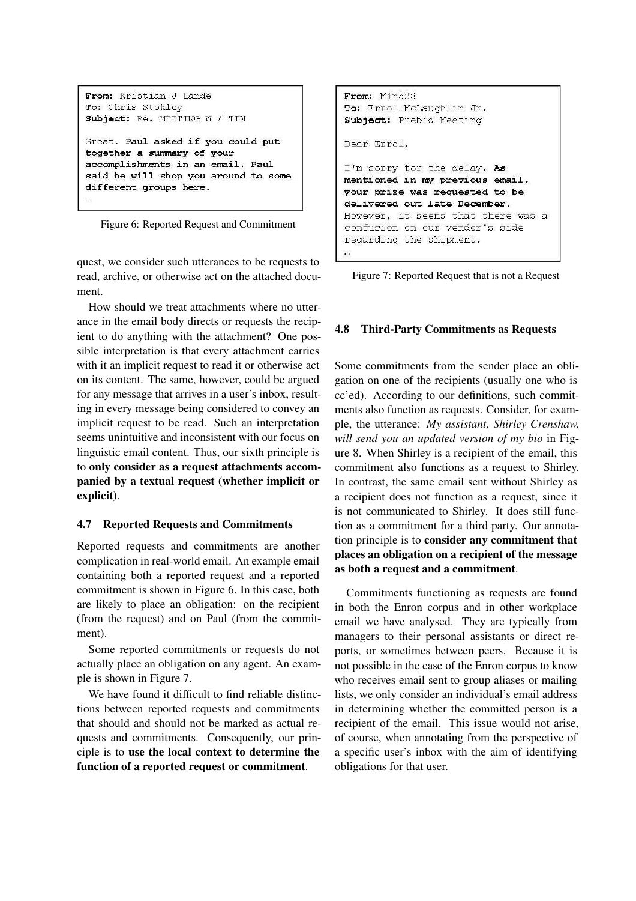```
From: Kristian J Lande
To: Chris Stokley
Subject: Re. MEETING W / TIM

Great. Paul asked if you could put
together a summary of your
accomplishments in an email. Paul
said he will shop you around to some
different groups here.
…
```

Figure 6: Reported Request and Commitment

quest, we consider such utterances to be requests to read, archive, or otherwise act on the attached document.

How should we treat attachments where no utterance in the email body directs or requests the recipient to do anything with the attachment? One possible interpretation is that every attachment carries with it an implicit request to read it or otherwise act on its content. The same, however, could be argued for any message that arrives in a user's inbox, resulting in every message being considered to convey an implicit request to be read. Such an interpretation seems unintuitive and inconsistent with our focus on linguistic email content. Thus, our sixth principle is to **only consider as a request attachments accompanied by a textual request (whether implicit or explicit)**.

### 4.7 Reported Requests and Commitments

Reported requests and commitments are another complication in real-world email. An example email containing both a reported request and a reported commitment is shown in Figure 6. In this case, both are likely to place an obligation: on the recipient (from the request) and on Paul (from the commitment).

Some reported commitments or requests do not actually place an obligation on any agent. An example is shown in Figure 7.

We have found it difficult to find reliable distinctions between reported requests and commitments that should and should not be marked as actual requests and commitments. Consequently, our principle is to **use the local context to determine the function of a reported request or commitment**.

```
From: Min528
To: Errol McLaughlin Jr.
Subject: Prebid Meeting

Dear Errol,

I'm sorry for the delay. As
mentioned in my previous email,
your prize was requested to be
delivered out late December.
However, it seems that there was a
confusion on our vendor's side
regarding the shipment.
…
```

Figure 7: Reported Request that is not a Request

### 4.8 Third-Party Commitments as Requests

Some commitments from the sender place an obligation on one of the recipients (usually one who is cc'ed). According to our definitions, such commitments also function as requests. Consider, for example, the utterance: *My assistant, Shirley Crenshaw, will send you an updated version of my bio* in Figure 8. When Shirley is a recipient of the email, this commitment also functions as a request to Shirley. In contrast, the same email sent without Shirley as a recipient does not function as a request, since it is not communicated to Shirley. It does still function as a commitment for a third party. Our annotation principle is to **consider any commitment that places an obligation on a recipient of the message as both a request and a commitment**.

Commitments functioning as requests are found in both the Enron corpus and in other workplace email we have analysed. They are typically from managers to their personal assistants or direct reports, or sometimes between peers. Because it is not possible in the case of the Enron corpus to know who receives email sent to group aliases or mailing lists, we only consider an individual's email address in determining whether the committed person is a recipient of the email. This issue would not arise, of course, when annotating from the perspective of a specific user's inbox with the aim of identifying obligations for that user.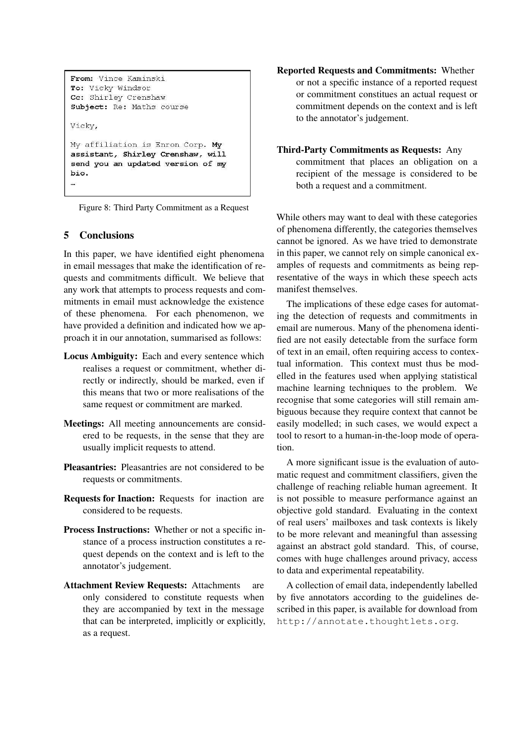```
From: Vince Kaminski
To: Vicky Windsor
Cc: Shirley Crenshaw
Subject: Re: Maths course

Vicky,

My affiliation is Enron Corp. My
assistant, Shirley Crenshaw, will
send you an updated version of my
bio.
…
```

Figure 8: Third Party Commitment as a Request

## 5 Conclusions

In this paper, we have identified eight phenomena in email messages that make the identification of requests and commitments difficult. We believe that any work that attempts to process requests and commitments in email must acknowledge the existence of these phenomena. For each phenomenon, we have provided a definition and indicated how we approach it in our annotation, summarised as follows:

**Locus Ambiguity:** Each and every sentence which realises a request or commitment, whether directly or indirectly, should be marked, even if this means that two or more realisations of the same request or commitment are marked.

**Meetings:** All meeting announcements are considered to be requests, in the sense that they are usually implicit requests to attend.

**Pleasantries:** Pleasantries are not considered to be requests or commitments.

**Requests for Inaction:** Requests for inaction are considered to be requests.

**Process Instructions:** Whether or not a specific instance of a process instruction constitutes a request depends on the context and is left to the annotator's judgement.

**Attachment Review Requests:** Attachments are only considered to constitute requests when they are accompanied by text in the message that can be interpreted, implicitly or explicitly, as a request.

**Reported Requests and Commitments:** Whether or not a specific instance of a reported request or commitment constitues an actual request or commitment depends on the context and is left to the annotator's judgement.

**Third-Party Commitments as Requests:** Any commitment that places an obligation on a recipient of the message is considered to be both a request and a commitment.

While others may want to deal with these categories of phenomena differently, the categories themselves cannot be ignored. As we have tried to demonstrate in this paper, we cannot rely on simple canonical examples of requests and commitments as being representative of the ways in which these speech acts manifest themselves.

The implications of these edge cases for automating the detection of requests and commitments in email are numerous. Many of the phenomena identified are not easily detectable from the surface form of text in an email, often requiring access to contextual information. This context must thus be modelled in the features used when applying statistical machine learning techniques to the problem. We recognise that some categories will still remain ambiguous because they require context that cannot be easily modelled; in such cases, we would expect a tool to resort to a human-in-the-loop mode of operation.

A more significant issue is the evaluation of automatic request and commitment classifiers, given the challenge of reaching reliable human agreement. It is not possible to measure performance against an objective gold standard. Evaluating in the context of real users' mailboxes and task contexts is likely to be more relevant and meaningful than assessing against an abstract gold standard. This, of course, comes with huge challenges around privacy, access to data and experimental repeatability.

A collection of email data, independently labelled by five annotators according to the guidelines described in this paper, is available for download from `http://annotate.thoughtlets.org`.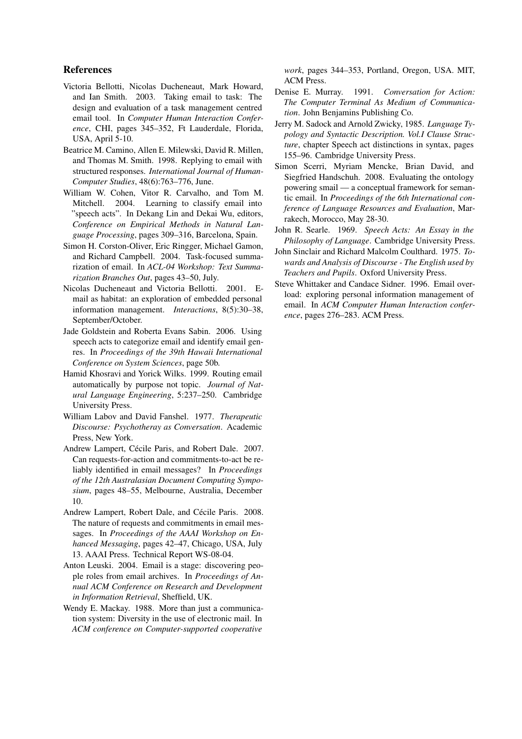## References

Victoria Bellotti, Nicolas Ducheneaut, Mark Howard, and Ian Smith. 2003. Taking email to task: The design and evaluation of a task management centred email tool. In *Computer Human Interaction Conference*, CHI, pages 345–352, Ft Lauderdale, Florida, USA, April 5-10.

Beatrice M. Camino, Allen E. Milewski, David R. Millen, and Thomas M. Smith. 1998. Replying to email with structured responses. *International Journal of Human-Computer Studies*, 48(6):763–776, June.

William W. Cohen, Vitor R. Carvalho, and Tom M. Mitchell. 2004. Learning to classify email into "speech acts". In Dekang Lin and Dekai Wu, editors, *Conference on Empirical Methods in Natural Language Processing*, pages 309–316, Barcelona, Spain.

Simon H. Corston-Oliver, Eric Ringger, Michael Gamon, and Richard Campbell. 2004. Task-focused summarization of email. In *ACL-04 Workshop: Text Summarization Branches Out*, pages 43–50, July.

Nicolas Ducheneaut and Victoria Bellotti. 2001. E-mail as habitat: an exploration of embedded personal information management. *Interactions*, 8(5):30–38, September/October.

Jade Goldstein and Roberta Evans Sabin. 2006. Using speech acts to categorize email and identify email genres. In *Proceedings of the 39th Hawaii International Conference on System Sciences*, page 50b.

Hamid Khosravi and Yorick Wilks. 1999. Routing email automatically by purpose not topic. *Journal of Natural Language Engineering*, 5:237–250. Cambridge University Press.

William Labov and David Fanshel. 1977. *Therapeutic Discourse: Psychotheray as Conversation*. Academic Press, New York.

Andrew Lampert, Cécile Paris, and Robert Dale. 2007. Can requests-for-action and commitments-to-act be reliably identified in email messages? In *Proceedings of the 12th Australasian Document Computing Symposium*, pages 48–55, Melbourne, Australia, December 10.

Andrew Lampert, Robert Dale, and Cécile Paris. 2008. The nature of requests and commitments in email messages. In *Proceedings of the AAAI Workshop on Enhanced Messaging*, pages 42–47, Chicago, USA, July 13. AAAI Press. Technical Report WS-08-04.

Anton Leuski. 2004. Email is a stage: discovering people roles from email archives. In *Proceedings of Annual ACM Conference on Research and Development in Information Retrieval*, Sheffield, UK.

Wendy E. Mackay. 1988. More than just a communication system: Diversity in the use of electronic mail. In *ACM conference on Computer-supported cooperative work*, pages 344–353, Portland, Oregon, USA. MIT, ACM Press.

Denise E. Murray. 1991. *Conversation for Action: The Computer Terminal As Medium of Communication*. John Benjamins Publishing Co.

Jerry M. Sadock and Arnold Zwicky, 1985. *Language Typology and Syntactic Description. Vol.I Clause Structure*, chapter Speech act distinctions in syntax, pages 155–96. Cambridge University Press.

Simon Scerri, Myriam Mencke, Brian David, and Siegfried Handschuh. 2008. Evaluating the ontology powering smail — a conceptual framework for semantic email. In *Proceedings of the 6th International conference of Language Resources and Evaluation*, Marrakech, Morocco, May 28-30.

John R. Searle. 1969. *Speech Acts: An Essay in the Philosophy of Language*. Cambridge University Press.

John Sinclair and Richard Malcolm Coulthard. 1975. *Towards and Analysis of Discourse - The English used by Teachers and Pupils*. Oxford University Press.

Steve Whittaker and Candace Sidner. 1996. Email overload: exploring personal information management of email. In *ACM Computer Human Interaction conference*, pages 276–283. ACM Press.